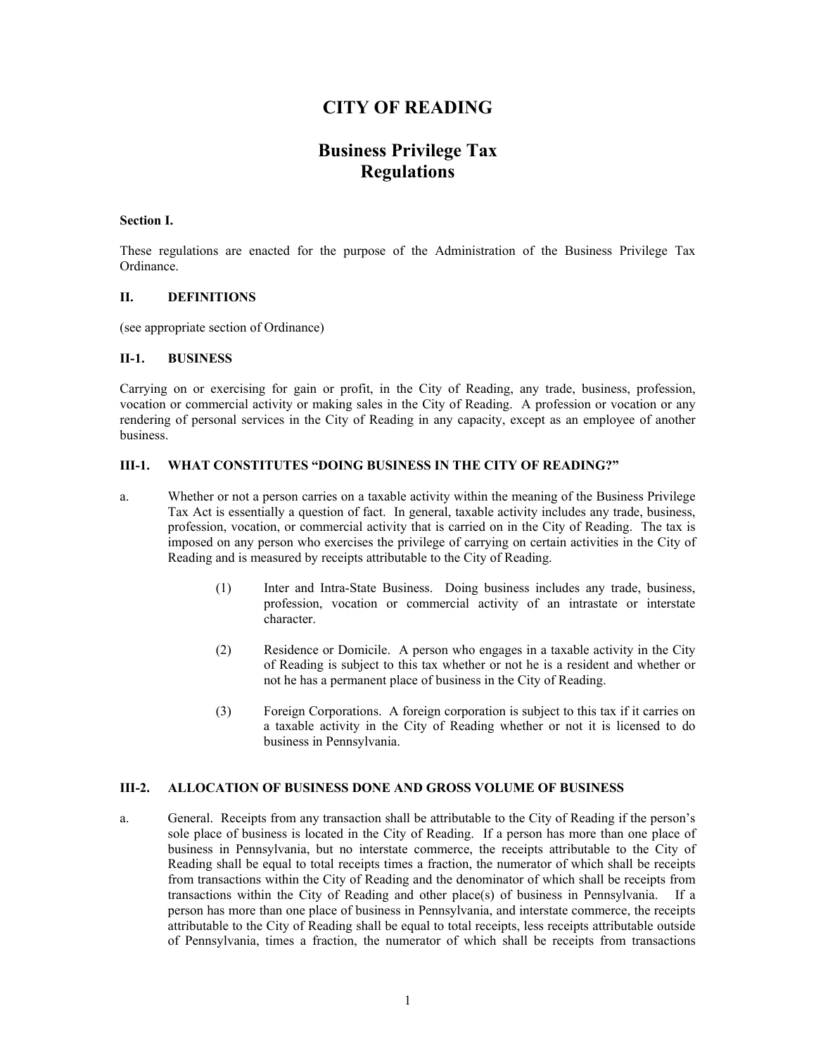# CITY OF READING

## Business Privilege Tax Regulations

**Section I.**

These regulations are enacted for the purpose of the Administration of the Business Privilege Tax Ordinance.

**II. DEFINITIONS**

(see appropriate section of Ordinance)

**II-1. BUSINESS**

Carrying on or exercising for gain or profit, in the City of Reading, any trade, business, profession, vocation or commercial activity or making sales in the City of Reading. A profession or vocation or any rendering of personal services in the City of Reading in any capacity, except as an employee of another business.

**III-1. WHAT CONSTITUTES "DOING BUSINESS IN THE CITY OF READING?"**

a. Whether or not a person carries on a taxable activity within the meaning of the Business Privilege Tax Act is essentially a question of fact. In general, taxable activity includes any trade, business, profession, vocation, or commercial activity that is carried on in the City of Reading. The tax is imposed on any person who exercises the privilege of carrying on certain activities in the City of Reading and is measured by receipts attributable to the City of Reading.

   (1) Inter and Intra-State Business. Doing business includes any trade, business, profession, vocation or commercial activity of an intrastate or interstate character.

   (2) Residence or Domicile. A person who engages in a taxable activity in the City of Reading is subject to this tax whether or not he is a resident and whether or not he has a permanent place of business in the City of Reading.

   (3) Foreign Corporations. A foreign corporation is subject to this tax if it carries on a taxable activity in the City of Reading whether or not it is licensed to do business in Pennsylvania.

**III-2. ALLOCATION OF BUSINESS DONE AND GROSS VOLUME OF BUSINESS**

a. General. Receipts from any transaction shall be attributable to the City of Reading if the person's sole place of business is located in the City of Reading. If a person has more than one place of business in Pennsylvania, but no interstate commerce, the receipts attributable to the City of Reading shall be equal to total receipts times a fraction, the numerator of which shall be receipts from transactions within the City of Reading and the denominator of which shall be receipts from transactions within the City of Reading and other place(s) of business in Pennsylvania. If a person has more than one place of business in Pennsylvania, and interstate commerce, the receipts attributable to the City of Reading shall be equal to total receipts, less receipts attributable outside of Pennsylvania, times a fraction, the numerator of which shall be receipts from transactions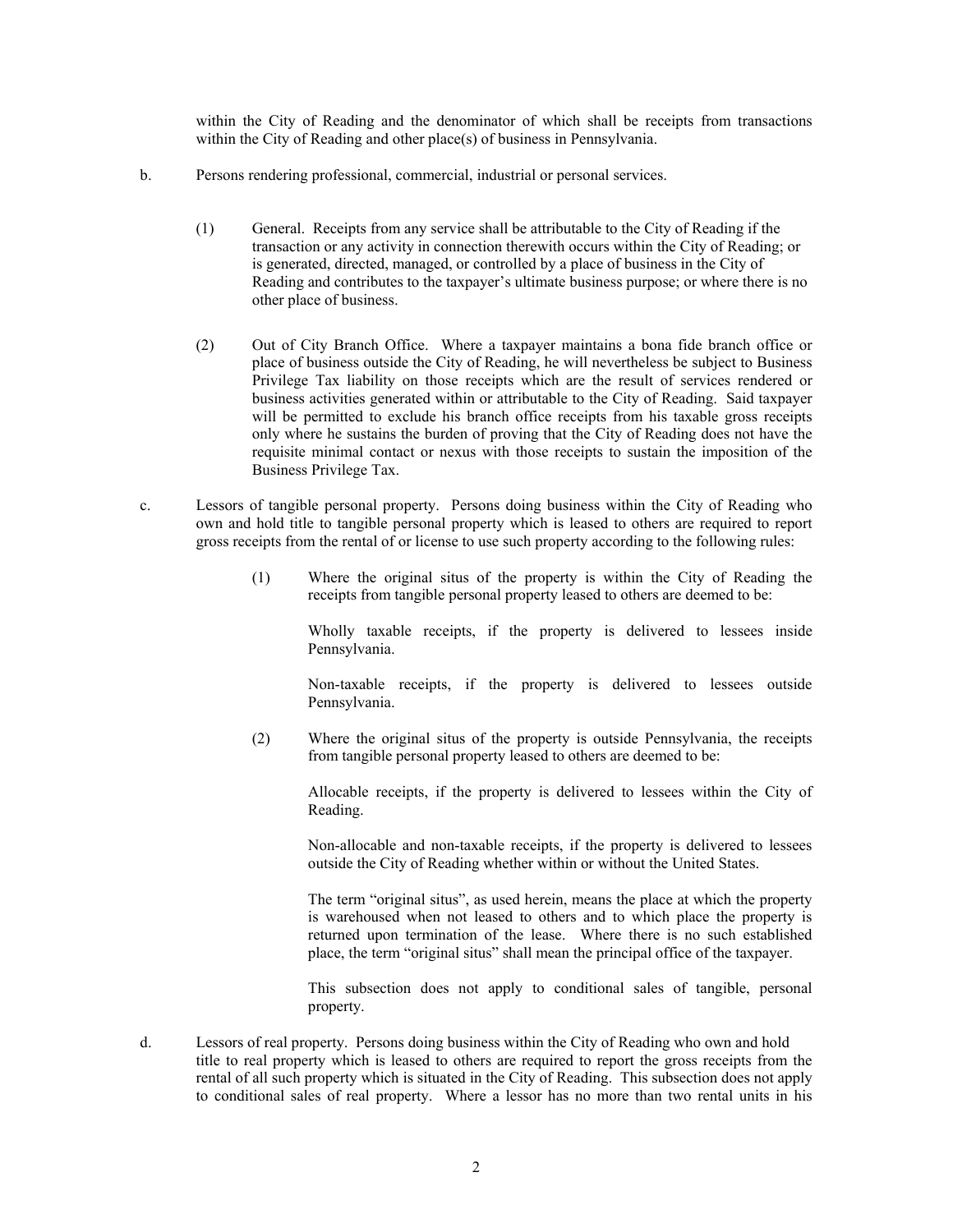within the City of Reading and the denominator of which shall be receipts from transactions within the City of Reading and other place(s) of business in Pennsylvania.

b. Persons rendering professional, commercial, industrial or personal services.

(1) General. Receipts from any service shall be attributable to the City of Reading if the transaction or any activity in connection therewith occurs within the City of Reading; or is generated, directed, managed, or controlled by a place of business in the City of Reading and contributes to the taxpayer's ultimate business purpose; or where there is no other place of business.

(2) Out of City Branch Office. Where a taxpayer maintains a bona fide branch office or place of business outside the City of Reading, he will nevertheless be subject to Business Privilege Tax liability on those receipts which are the result of services rendered or business activities generated within or attributable to the City of Reading. Said taxpayer will be permitted to exclude his branch office receipts from his taxable gross receipts only where he sustains the burden of proving that the City of Reading does not have the requisite minimal contact or nexus with those receipts to sustain the imposition of the Business Privilege Tax.

c. Lessors of tangible personal property. Persons doing business within the City of Reading who own and hold title to tangible personal property which is leased to others are required to report gross receipts from the rental of or license to use such property according to the following rules:

(1) Where the original situs of the property is within the City of Reading the receipts from tangible personal property leased to others are deemed to be:

Wholly taxable receipts, if the property is delivered to lessees inside Pennsylvania.

Non-taxable receipts, if the property is delivered to lessees outside Pennsylvania.

(2) Where the original situs of the property is outside Pennsylvania, the receipts from tangible personal property leased to others are deemed to be:

Allocable receipts, if the property is delivered to lessees within the City of Reading.

Non-allocable and non-taxable receipts, if the property is delivered to lessees outside the City of Reading whether within or without the United States.

The term "original situs", as used herein, means the place at which the property is warehoused when not leased to others and to which place the property is returned upon termination of the lease. Where there is no such established place, the term "original situs" shall mean the principal office of the taxpayer.

This subsection does not apply to conditional sales of tangible, personal property.

d. Lessors of real property. Persons doing business within the City of Reading who own and hold title to real property which is leased to others are required to report the gross receipts from the rental of all such property which is situated in the City of Reading. This subsection does not apply to conditional sales of real property. Where a lessor has no more than two rental units in his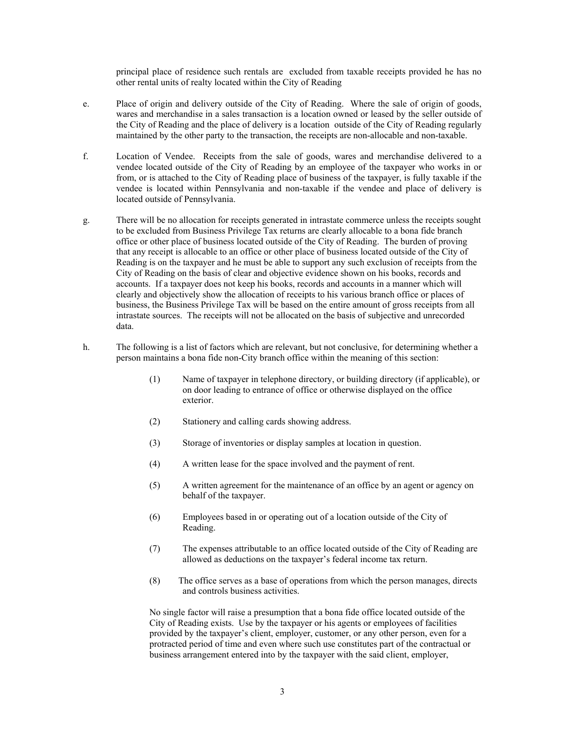principal place of residence such rentals are excluded from taxable receipts provided he has no other rental units of realty located within the City of Reading

e. Place of origin and delivery outside of the City of Reading. Where the sale of origin of goods, wares and merchandise in a sales transaction is a location owned or leased by the seller outside of the City of Reading and the place of delivery is a location outside of the City of Reading regularly maintained by the other party to the transaction, the receipts are non-allocable and non-taxable.

f. Location of Vendee. Receipts from the sale of goods, wares and merchandise delivered to a vendee located outside of the City of Reading by an employee of the taxpayer who works in or from, or is attached to the City of Reading place of business of the taxpayer, is fully taxable if the vendee is located within Pennsylvania and non-taxable if the vendee and place of delivery is located outside of Pennsylvania.

g. There will be no allocation for receipts generated in intrastate commerce unless the receipts sought to be excluded from Business Privilege Tax returns are clearly allocable to a bona fide branch office or other place of business located outside of the City of Reading. The burden of proving that any receipt is allocable to an office or other place of business located outside of the City of Reading is on the taxpayer and he must be able to support any such exclusion of receipts from the City of Reading on the basis of clear and objective evidence shown on his books, records and accounts. If a taxpayer does not keep his books, records and accounts in a manner which will clearly and objectively show the allocation of receipts to his various branch office or places of business, the Business Privilege Tax will be based on the entire amount of gross receipts from all intrastate sources. The receipts will not be allocated on the basis of subjective and unrecorded data.

h. The following is a list of factors which are relevant, but not conclusive, for determining whether a person maintains a bona fide non-City branch office within the meaning of this section:

(1) Name of taxpayer in telephone directory, or building directory (if applicable), or on door leading to entrance of office or otherwise displayed on the office exterior.

(2) Stationery and calling cards showing address.

(3) Storage of inventories or display samples at location in question.

(4) A written lease for the space involved and the payment of rent.

(5) A written agreement for the maintenance of an office by an agent or agency on behalf of the taxpayer.

(6) Employees based in or operating out of a location outside of the City of Reading.

(7) The expenses attributable to an office located outside of the City of Reading are allowed as deductions on the taxpayer's federal income tax return.

(8) The office serves as a base of operations from which the person manages, directs and controls business activities.

No single factor will raise a presumption that a bona fide office located outside of the City of Reading exists. Use by the taxpayer or his agents or employees of facilities provided by the taxpayer's client, employer, customer, or any other person, even for a protracted period of time and even where such use constitutes part of the contractual or business arrangement entered into by the taxpayer with the said client, employer,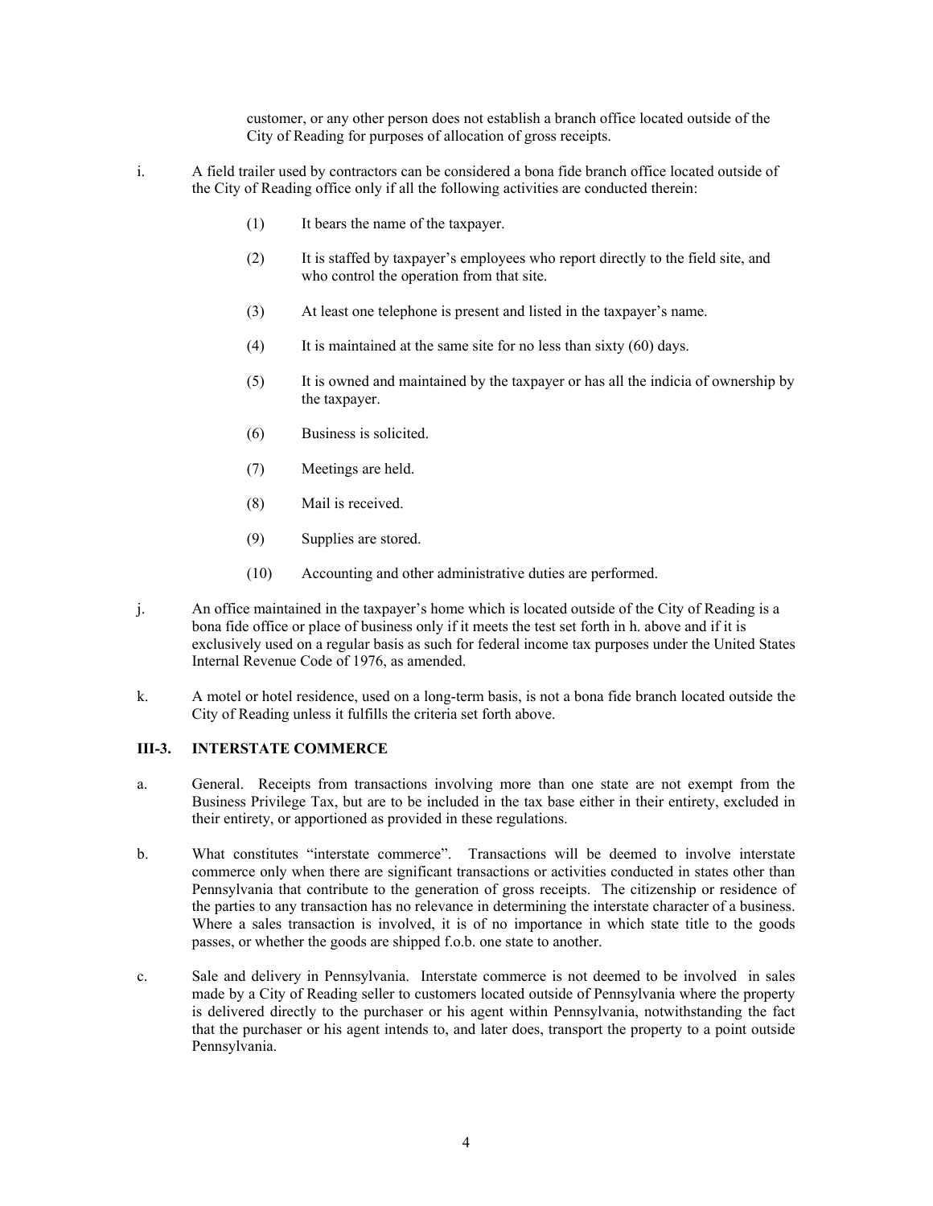customer, or any other person does not establish a branch office located outside of the City of Reading for purposes of allocation of gross receipts.

i. A field trailer used by contractors can be considered a bona fide branch office located outside of the City of Reading office only if all the following activities are conducted therein:

   (1) It bears the name of the taxpayer.

   (2) It is staffed by taxpayer's employees who report directly to the field site, and who control the operation from that site.

   (3) At least one telephone is present and listed in the taxpayer's name.

   (4) It is maintained at the same site for no less than sixty (60) days.

   (5) It is owned and maintained by the taxpayer or has all the indicia of ownership by the taxpayer.

   (6) Business is solicited.

   (7) Meetings are held.

   (8) Mail is received.

   (9) Supplies are stored.

   (10) Accounting and other administrative duties are performed.

j. An office maintained in the taxpayer's home which is located outside of the City of Reading is a bona fide office or place of business only if it meets the test set forth in h. above and if it is exclusively used on a regular basis as such for federal income tax purposes under the United States Internal Revenue Code of 1976, as amended.

k. A motel or hotel residence, used on a long-term basis, is not a bona fide branch located outside the City of Reading unless it fulfills the criteria set forth above.

### III-3. INTERSTATE COMMERCE

a. General. Receipts from transactions involving more than one state are not exempt from the Business Privilege Tax, but are to be included in the tax base either in their entirety, excluded in their entirety, or apportioned as provided in these regulations.

b. What constitutes "interstate commerce". Transactions will be deemed to involve interstate commerce only when there are significant transactions or activities conducted in states other than Pennsylvania that contribute to the generation of gross receipts. The citizenship or residence of the parties to any transaction has no relevance in determining the interstate character of a business. Where a sales transaction is involved, it is of no importance in which state title to the goods passes, or whether the goods are shipped f.o.b. one state to another.

c. Sale and delivery in Pennsylvania. Interstate commerce is not deemed to be involved in sales made by a City of Reading seller to customers located outside of Pennsylvania where the property is delivered directly to the purchaser or his agent within Pennsylvania, notwithstanding the fact that the purchaser or his agent intends to, and later does, transport the property to a point outside Pennsylvania.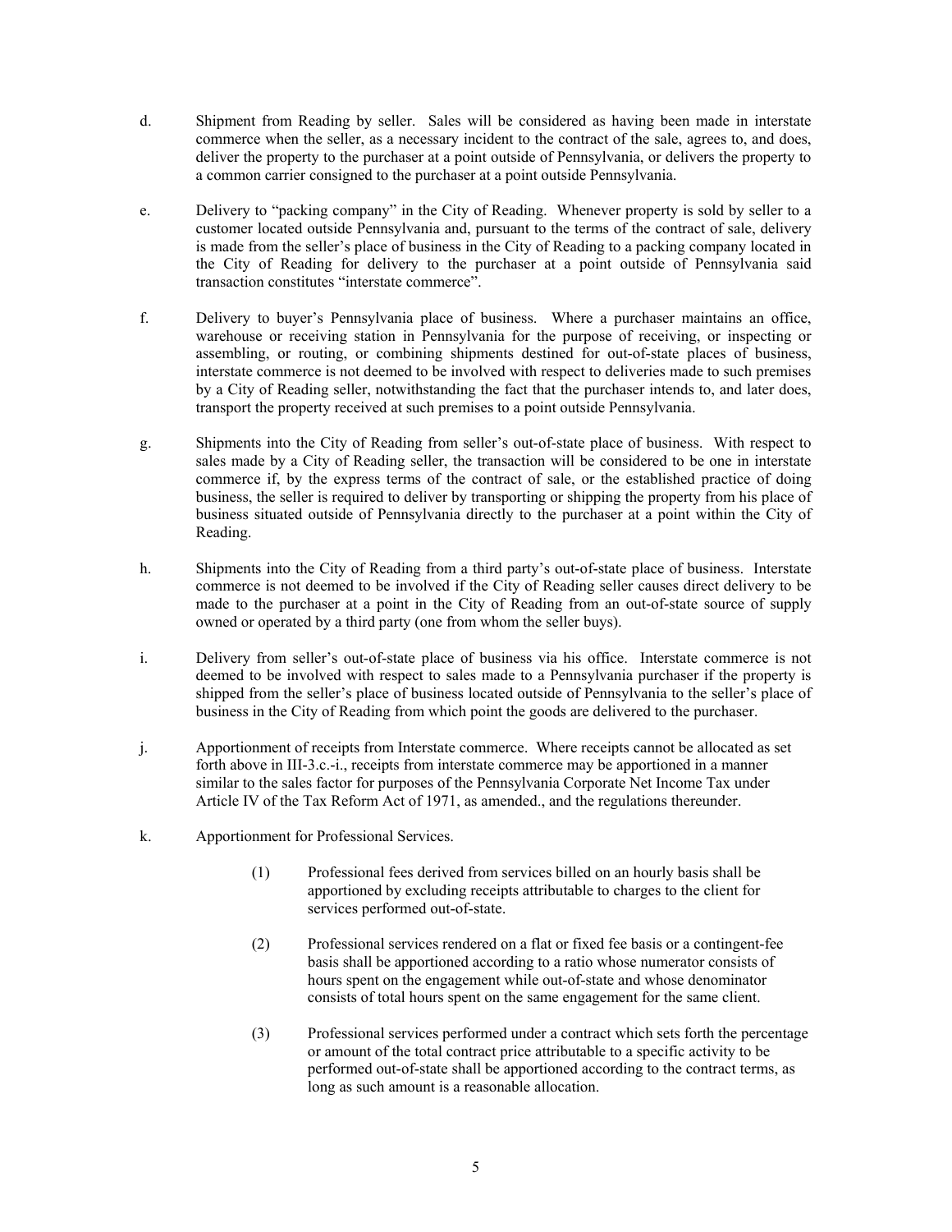d. Shipment from Reading by seller. Sales will be considered as having been made in interstate commerce when the seller, as a necessary incident to the contract of the sale, agrees to, and does, deliver the property to the purchaser at a point outside of Pennsylvania, or delivers the property to a common carrier consigned to the purchaser at a point outside Pennsylvania.

e. Delivery to "packing company" in the City of Reading. Whenever property is sold by seller to a customer located outside Pennsylvania and, pursuant to the terms of the contract of sale, delivery is made from the seller's place of business in the City of Reading to a packing company located in the City of Reading for delivery to the purchaser at a point outside of Pennsylvania said transaction constitutes "interstate commerce".

f. Delivery to buyer's Pennsylvania place of business. Where a purchaser maintains an office, warehouse or receiving station in Pennsylvania for the purpose of receiving, or inspecting or assembling, or routing, or combining shipments destined for out-of-state places of business, interstate commerce is not deemed to be involved with respect to deliveries made to such premises by a City of Reading seller, notwithstanding the fact that the purchaser intends to, and later does, transport the property received at such premises to a point outside Pennsylvania.

g. Shipments into the City of Reading from seller's out-of-state place of business. With respect to sales made by a City of Reading seller, the transaction will be considered to be one in interstate commerce if, by the express terms of the contract of sale, or the established practice of doing business, the seller is required to deliver by transporting or shipping the property from his place of business situated outside of Pennsylvania directly to the purchaser at a point within the City of Reading.

h. Shipments into the City of Reading from a third party's out-of-state place of business. Interstate commerce is not deemed to be involved if the City of Reading seller causes direct delivery to be made to the purchaser at a point in the City of Reading from an out-of-state source of supply owned or operated by a third party (one from whom the seller buys).

i. Delivery from seller's out-of-state place of business via his office. Interstate commerce is not deemed to be involved with respect to sales made to a Pennsylvania purchaser if the property is shipped from the seller's place of business located outside of Pennsylvania to the seller's place of business in the City of Reading from which point the goods are delivered to the purchaser.

j. Apportionment of receipts from Interstate commerce. Where receipts cannot be allocated as set forth above in III-3.c.-i., receipts from interstate commerce may be apportioned in a manner similar to the sales factor for purposes of the Pennsylvania Corporate Net Income Tax under Article IV of the Tax Reform Act of 1971, as amended., and the regulations thereunder.

k. Apportionment for Professional Services.

   (1) Professional fees derived from services billed on an hourly basis shall be apportioned by excluding receipts attributable to charges to the client for services performed out-of-state.

   (2) Professional services rendered on a flat or fixed fee basis or a contingent-fee basis shall be apportioned according to a ratio whose numerator consists of hours spent on the engagement while out-of-state and whose denominator consists of total hours spent on the same engagement for the same client.

   (3) Professional services performed under a contract which sets forth the percentage or amount of the total contract price attributable to a specific activity to be performed out-of-state shall be apportioned according to the contract terms, as long as such amount is a reasonable allocation.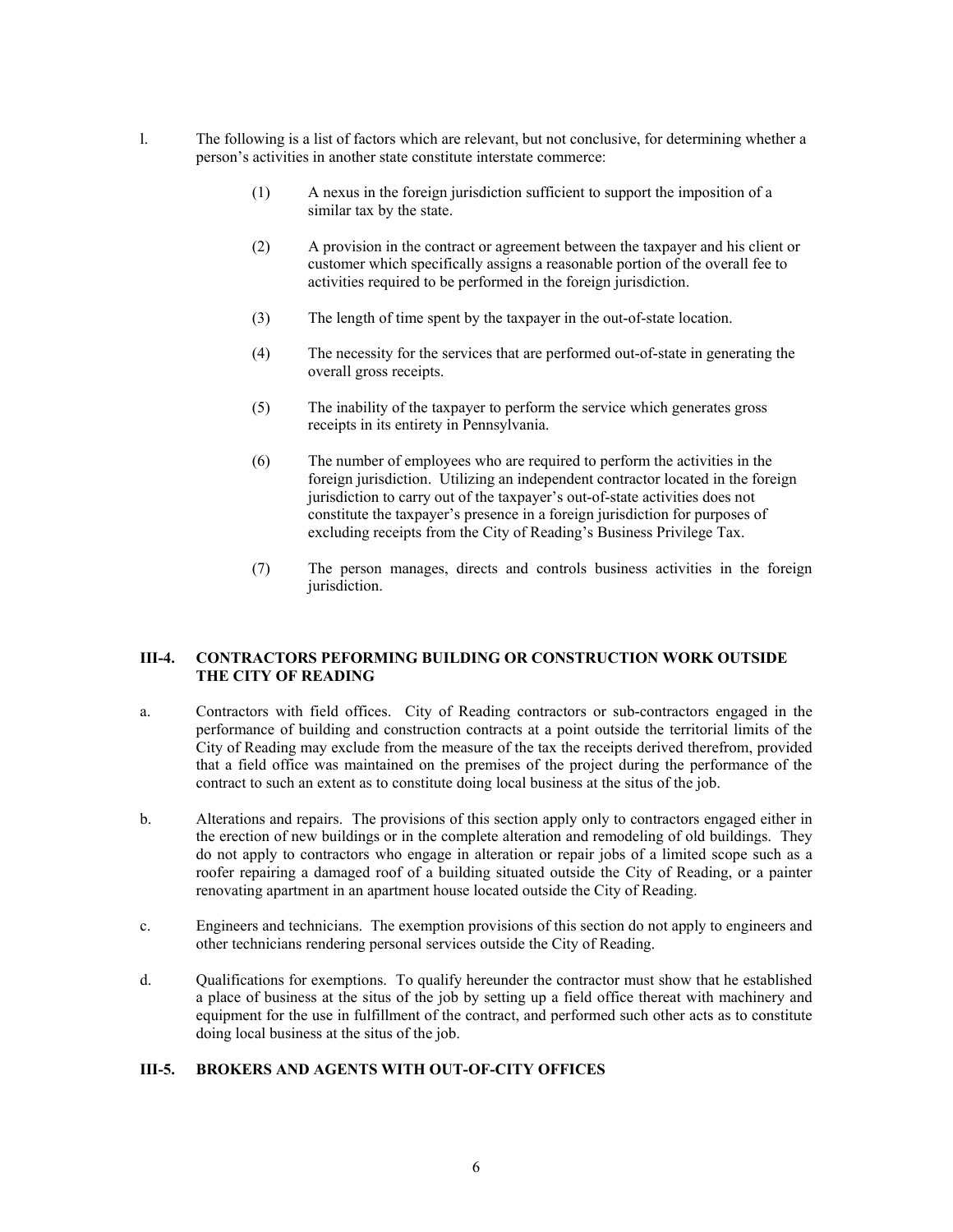l. The following is a list of factors which are relevant, but not conclusive, for determining whether a person's activities in another state constitute interstate commerce:

   (1) A nexus in the foreign jurisdiction sufficient to support the imposition of a similar tax by the state.

   (2) A provision in the contract or agreement between the taxpayer and his client or customer which specifically assigns a reasonable portion of the overall fee to activities required to be performed in the foreign jurisdiction.

   (3) The length of time spent by the taxpayer in the out-of-state location.

   (4) The necessity for the services that are performed out-of-state in generating the overall gross receipts.

   (5) The inability of the taxpayer to perform the service which generates gross receipts in its entirety in Pennsylvania.

   (6) The number of employees who are required to perform the activities in the foreign jurisdiction. Utilizing an independent contractor located in the foreign jurisdiction to carry out of the taxpayer's out-of-state activities does not constitute the taxpayer's presence in a foreign jurisdiction for purposes of excluding receipts from the City of Reading's Business Privilege Tax.

   (7) The person manages, directs and controls business activities in the foreign jurisdiction.

### III-4. CONTRACTORS PEFORMING BUILDING OR CONSTRUCTION WORK OUTSIDE THE CITY OF READING

a. Contractors with field offices. City of Reading contractors or sub-contractors engaged in the performance of building and construction contracts at a point outside the territorial limits of the City of Reading may exclude from the measure of the tax the receipts derived therefrom, provided that a field office was maintained on the premises of the project during the performance of the contract to such an extent as to constitute doing local business at the situs of the job.

b. Alterations and repairs. The provisions of this section apply only to contractors engaged either in the erection of new buildings or in the complete alteration and remodeling of old buildings. They do not apply to contractors who engage in alteration or repair jobs of a limited scope such as a roofer repairing a damaged roof of a building situated outside the City of Reading, or a painter renovating apartment in an apartment house located outside the City of Reading.

c. Engineers and technicians. The exemption provisions of this section do not apply to engineers and other technicians rendering personal services outside the City of Reading.

d. Qualifications for exemptions. To qualify hereunder the contractor must show that he established a place of business at the situs of the job by setting up a field office thereat with machinery and equipment for the use in fulfillment of the contract, and performed such other acts as to constitute doing local business at the situs of the job.

### III-5. BROKERS AND AGENTS WITH OUT-OF-CITY OFFICES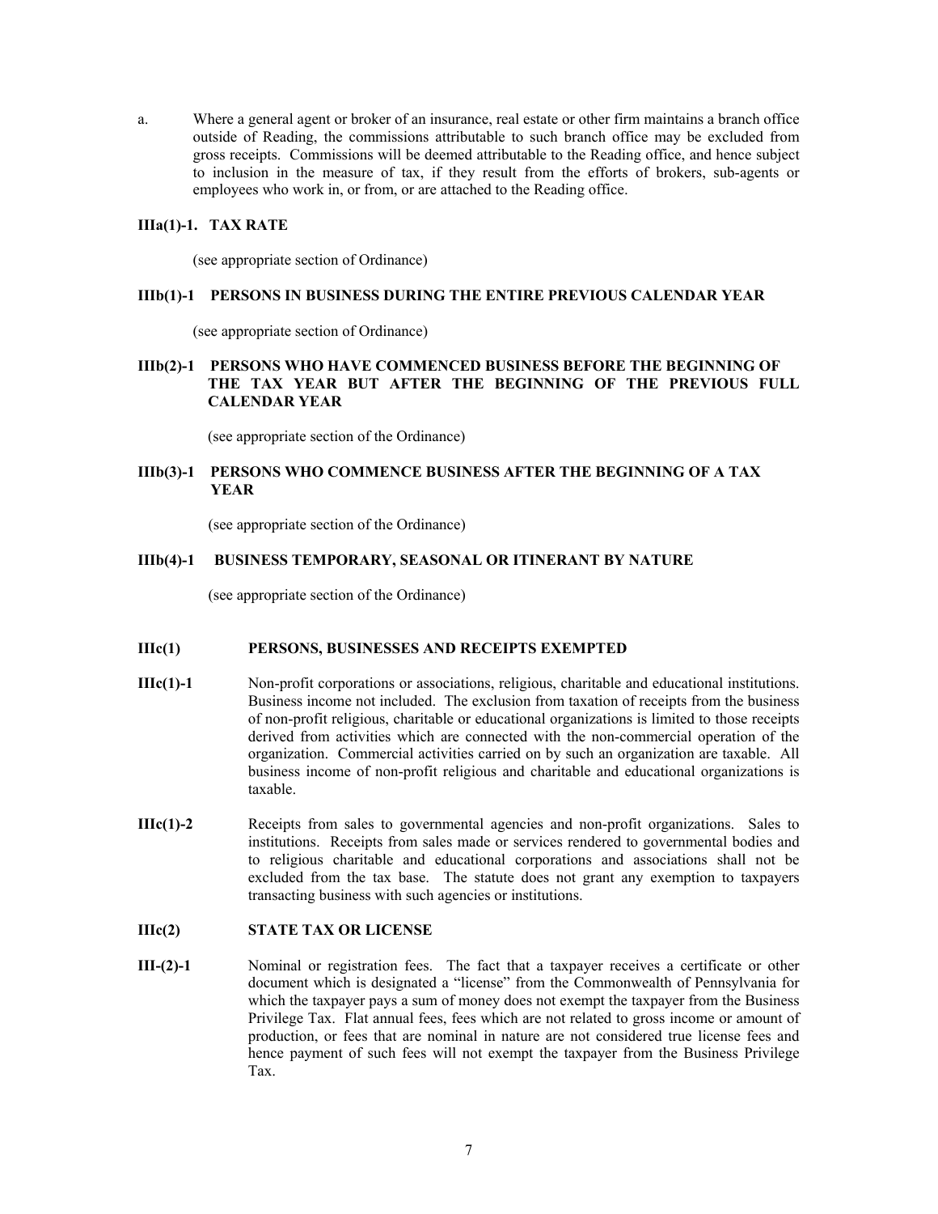a. Where a general agent or broker of an insurance, real estate or other firm maintains a branch office outside of Reading, the commissions attributable to such branch office may be excluded from gross receipts. Commissions will be deemed attributable to the Reading office, and hence subject to inclusion in the measure of tax, if they result from the efforts of brokers, sub-agents or employees who work in, or from, or are attached to the Reading office.

**IIIa(1)-1. TAX RATE**

(see appropriate section of Ordinance)

**IIIb(1)-1 PERSONS IN BUSINESS DURING THE ENTIRE PREVIOUS CALENDAR YEAR**

(see appropriate section of Ordinance)

**IIIb(2)-1 PERSONS WHO HAVE COMMENCED BUSINESS BEFORE THE BEGINNING OF THE TAX YEAR BUT AFTER THE BEGINNING OF THE PREVIOUS FULL CALENDAR YEAR**

(see appropriate section of the Ordinance)

**IIIb(3)-1 PERSONS WHO COMMENCE BUSINESS AFTER THE BEGINNING OF A TAX YEAR**

(see appropriate section of the Ordinance)

**IIIb(4)-1 BUSINESS TEMPORARY, SEASONAL OR ITINERANT BY NATURE**

(see appropriate section of the Ordinance)

**IIIc(1) PERSONS, BUSINESSES AND RECEIPTS EXEMPTED**

**IIIc(1)-1** Non-profit corporations or associations, religious, charitable and educational institutions. Business income not included. The exclusion from taxation of receipts from the business of non-profit religious, charitable or educational organizations is limited to those receipts derived from activities which are connected with the non-commercial operation of the organization. Commercial activities carried on by such an organization are taxable. All business income of non-profit religious and charitable and educational organizations is taxable.

**IIIc(1)-2** Receipts from sales to governmental agencies and non-profit organizations. Sales to institutions. Receipts from sales made or services rendered to governmental bodies and to religious charitable and educational corporations and associations shall not be excluded from the tax base. The statute does not grant any exemption to taxpayers transacting business with such agencies or institutions.

**IIIc(2) STATE TAX OR LICENSE**

**III-(2)-1** Nominal or registration fees. The fact that a taxpayer receives a certificate or other document which is designated a "license" from the Commonwealth of Pennsylvania for which the taxpayer pays a sum of money does not exempt the taxpayer from the Business Privilege Tax. Flat annual fees, fees which are not related to gross income or amount of production, or fees that are nominal in nature are not considered true license fees and hence payment of such fees will not exempt the taxpayer from the Business Privilege Tax.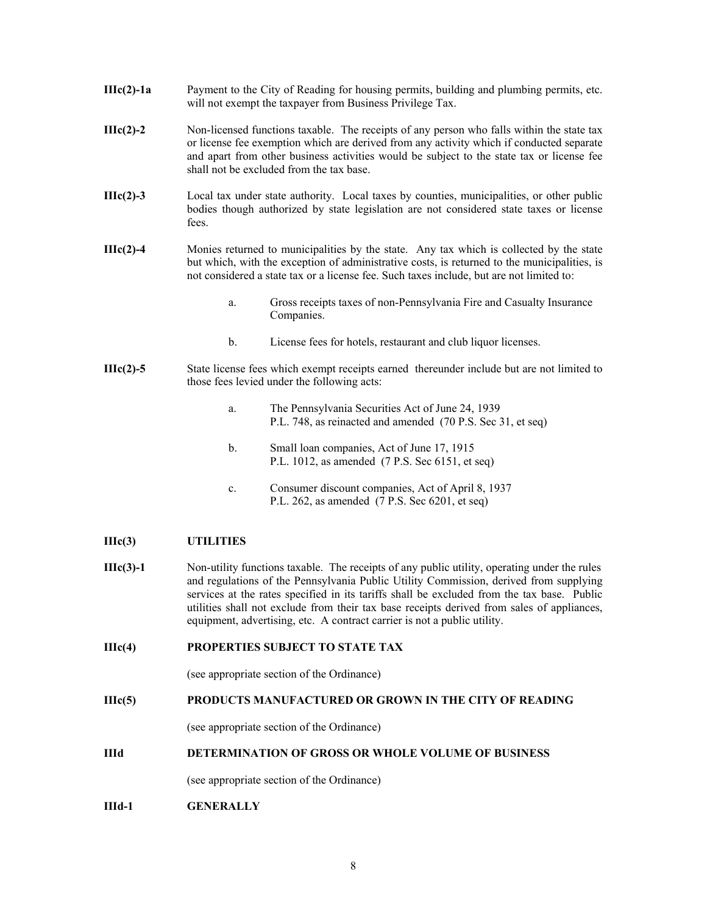**IIIc(2)-1a** Payment to the City of Reading for housing permits, building and plumbing permits, etc. will not exempt the taxpayer from Business Privilege Tax.

**IIIc(2)-2** Non-licensed functions taxable. The receipts of any person who falls within the state tax or license fee exemption which are derived from any activity which if conducted separate and apart from other business activities would be subject to the state tax or license fee shall not be excluded from the tax base.

**IIIc(2)-3** Local tax under state authority. Local taxes by counties, municipalities, or other public bodies though authorized by state legislation are not considered state taxes or license fees.

**IIIc(2)-4** Monies returned to municipalities by the state. Any tax which is collected by the state but which, with the exception of administrative costs, is returned to the municipalities, is not considered a state tax or a license fee. Such taxes include, but are not limited to:

a. Gross receipts taxes of non-Pennsylvania Fire and Casualty Insurance Companies.

b. License fees for hotels, restaurant and club liquor licenses.

**IIIc(2)-5** State license fees which exempt receipts earned thereunder include but are not limited to those fees levied under the following acts:

a. The Pennsylvania Securities Act of June 24, 1939
P.L. 748, as reinacted and amended (70 P.S. Sec 31, et seq)

b. Small loan companies, Act of June 17, 1915
P.L. 1012, as amended (7 P.S. Sec 6151, et seq)

c. Consumer discount companies, Act of April 8, 1937
P.L. 262, as amended (7 P.S. Sec 6201, et seq)

**IIIc(3) UTILITIES**

**IIIc(3)-1** Non-utility functions taxable. The receipts of any public utility, operating under the rules and regulations of the Pennsylvania Public Utility Commission, derived from supplying services at the rates specified in its tariffs shall be excluded from the tax base. Public utilities shall not exclude from their tax base receipts derived from sales of appliances, equipment, advertising, etc. A contract carrier is not a public utility.

**IIIc(4) PROPERTIES SUBJECT TO STATE TAX**

(see appropriate section of the Ordinance)

**IIIc(5) PRODUCTS MANUFACTURED OR GROWN IN THE CITY OF READING**

(see appropriate section of the Ordinance)

**IIId DETERMINATION OF GROSS OR WHOLE VOLUME OF BUSINESS**

(see appropriate section of the Ordinance)

**IIId-1 GENERALLY**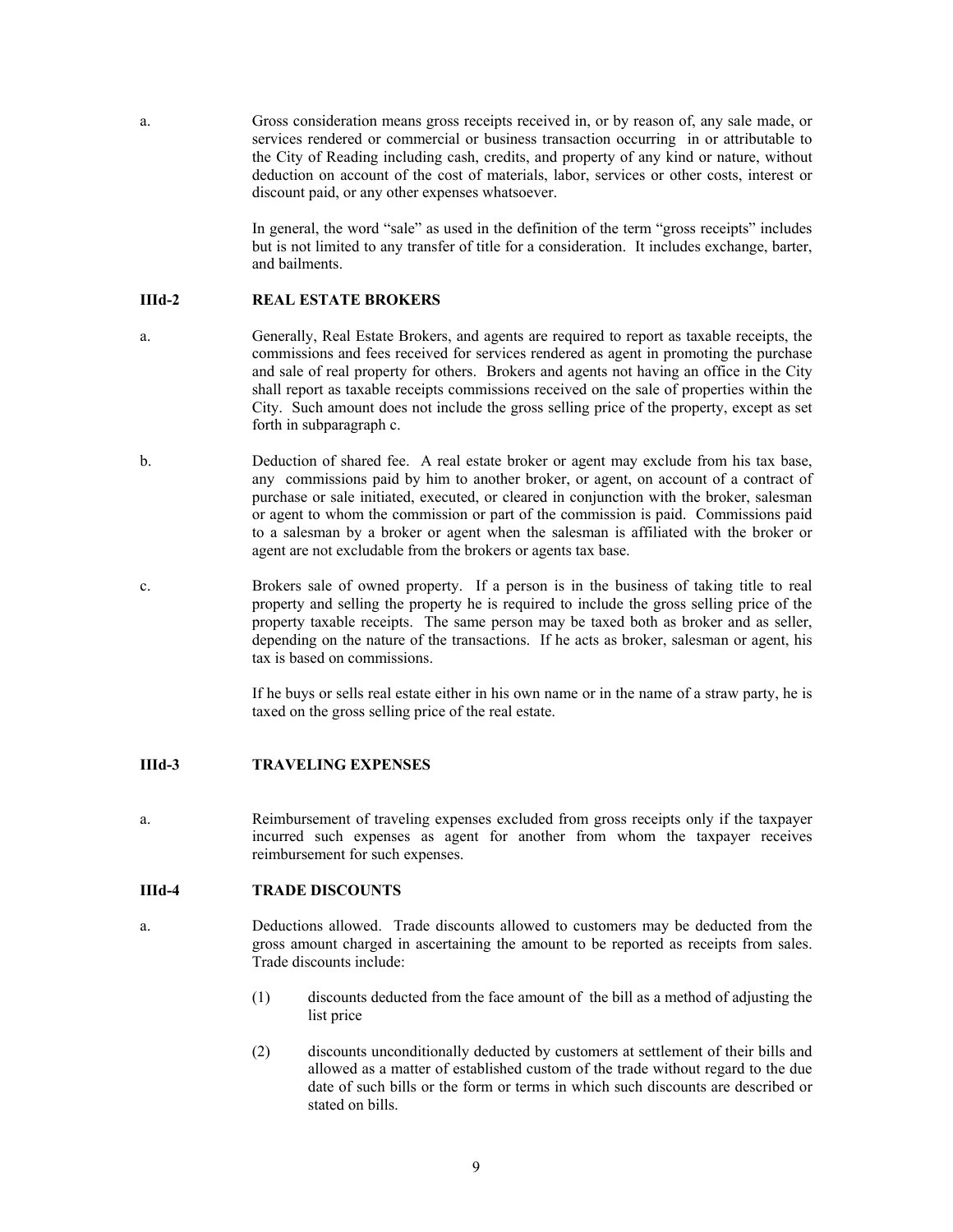a. Gross consideration means gross receipts received in, or by reason of, any sale made, or services rendered or commercial or business transaction occurring in or attributable to the City of Reading including cash, credits, and property of any kind or nature, without deduction on account of the cost of materials, labor, services or other costs, interest or discount paid, or any other expenses whatsoever.

In general, the word "sale" as used in the definition of the term "gross receipts" includes but is not limited to any transfer of title for a consideration. It includes exchange, barter, and bailments.

## IIId-2 REAL ESTATE BROKERS

a. Generally, Real Estate Brokers, and agents are required to report as taxable receipts, the commissions and fees received for services rendered as agent in promoting the purchase and sale of real property for others. Brokers and agents not having an office in the City shall report as taxable receipts commissions received on the sale of properties within the City. Such amount does not include the gross selling price of the property, except as set forth in subparagraph c.

b. Deduction of shared fee. A real estate broker or agent may exclude from his tax base, any commissions paid by him to another broker, or agent, on account of a contract of purchase or sale initiated, executed, or cleared in conjunction with the broker, salesman or agent to whom the commission or part of the commission is paid. Commissions paid to a salesman by a broker or agent when the salesman is affiliated with the broker or agent are not excludable from the brokers or agents tax base.

c. Brokers sale of owned property. If a person is in the business of taking title to real property and selling the property he is required to include the gross selling price of the property taxable receipts. The same person may be taxed both as broker and as seller, depending on the nature of the transactions. If he acts as broker, salesman or agent, his tax is based on commissions.

If he buys or sells real estate either in his own name or in the name of a straw party, he is taxed on the gross selling price of the real estate.

## IIId-3 TRAVELING EXPENSES

a. Reimbursement of traveling expenses excluded from gross receipts only if the taxpayer incurred such expenses as agent for another from whom the taxpayer receives reimbursement for such expenses.

## IIId-4 TRADE DISCOUNTS

a. Deductions allowed. Trade discounts allowed to customers may be deducted from the gross amount charged in ascertaining the amount to be reported as receipts from sales. Trade discounts include:

(1) discounts deducted from the face amount of the bill as a method of adjusting the list price

(2) discounts unconditionally deducted by customers at settlement of their bills and allowed as a matter of established custom of the trade without regard to the due date of such bills or the form or terms in which such discounts are described or stated on bills.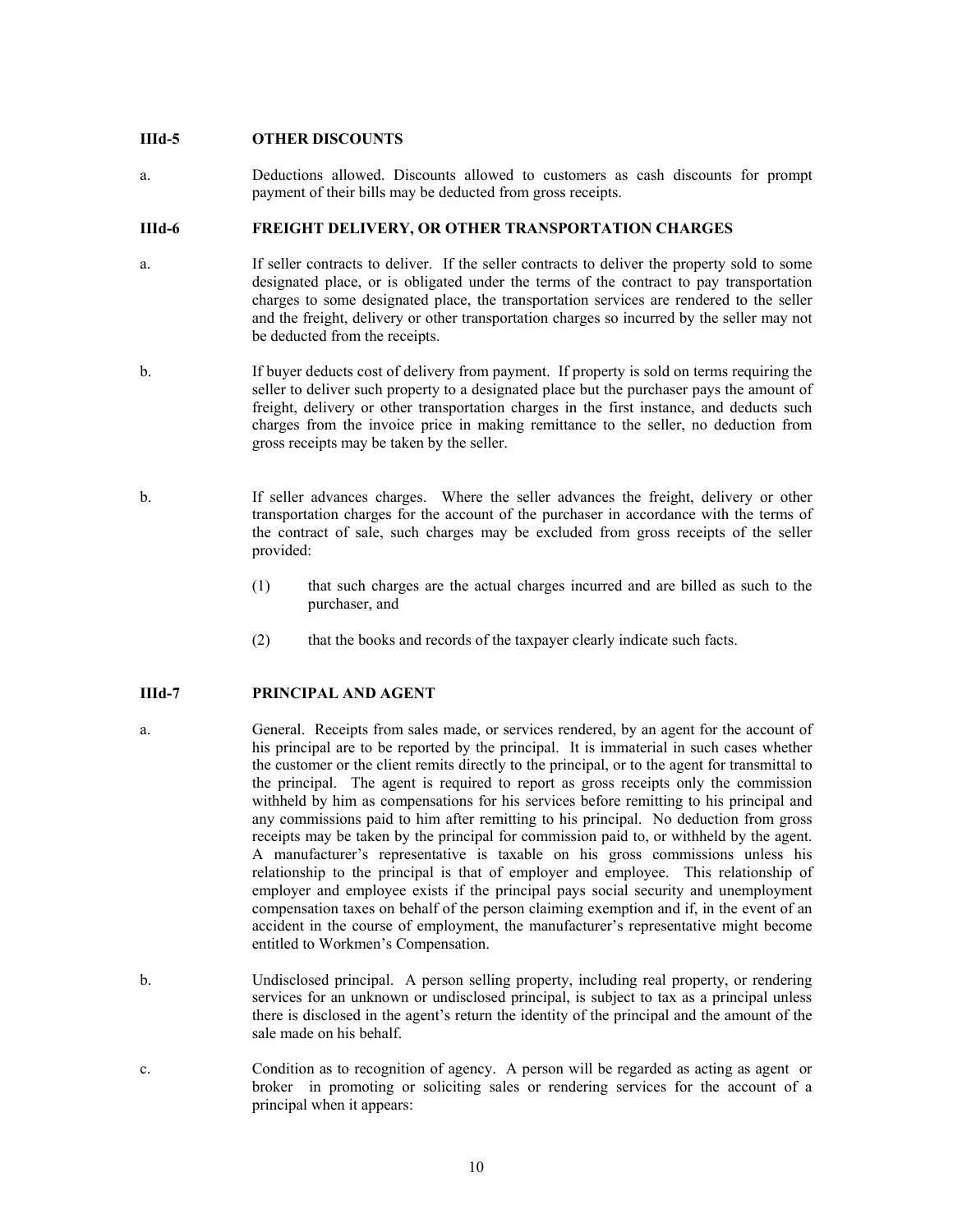### IIId-5 OTHER DISCOUNTS

a. Deductions allowed. Discounts allowed to customers as cash discounts for prompt payment of their bills may be deducted from gross receipts.

### IIId-6 FREIGHT DELIVERY, OR OTHER TRANSPORTATION CHARGES

a. If seller contracts to deliver. If the seller contracts to deliver the property sold to some designated place, or is obligated under the terms of the contract to pay transportation charges to some designated place, the transportation services are rendered to the seller and the freight, delivery or other transportation charges so incurred by the seller may not be deducted from the receipts.

b. If buyer deducts cost of delivery from payment. If property is sold on terms requiring the seller to deliver such property to a designated place but the purchaser pays the amount of freight, delivery or other transportation charges in the first instance, and deducts such charges from the invoice price in making remittance to the seller, no deduction from gross receipts may be taken by the seller.

b. If seller advances charges. Where the seller advances the freight, delivery or other transportation charges for the account of the purchaser in accordance with the terms of the contract of sale, such charges may be excluded from gross receipts of the seller provided:

(1) that such charges are the actual charges incurred and are billed as such to the purchaser, and

(2) that the books and records of the taxpayer clearly indicate such facts.

### IIId-7 PRINCIPAL AND AGENT

a. General. Receipts from sales made, or services rendered, by an agent for the account of his principal are to be reported by the principal. It is immaterial in such cases whether the customer or the client remits directly to the principal, or to the agent for transmittal to the principal. The agent is required to report as gross receipts only the commission withheld by him as compensations for his services before remitting to his principal and any commissions paid to him after remitting to his principal. No deduction from gross receipts may be taken by the principal for commission paid to, or withheld by the agent. A manufacturer's representative is taxable on his gross commissions unless his relationship to the principal is that of employer and employee. This relationship of employer and employee exists if the principal pays social security and unemployment compensation taxes on behalf of the person claiming exemption and if, in the event of an accident in the course of employment, the manufacturer's representative might become entitled to Workmen's Compensation.

b. Undisclosed principal. A person selling property, including real property, or rendering services for an unknown or undisclosed principal, is subject to tax as a principal unless there is disclosed in the agent's return the identity of the principal and the amount of the sale made on his behalf.

c. Condition as to recognition of agency. A person will be regarded as acting as agent or broker in promoting or soliciting sales or rendering services for the account of a principal when it appears: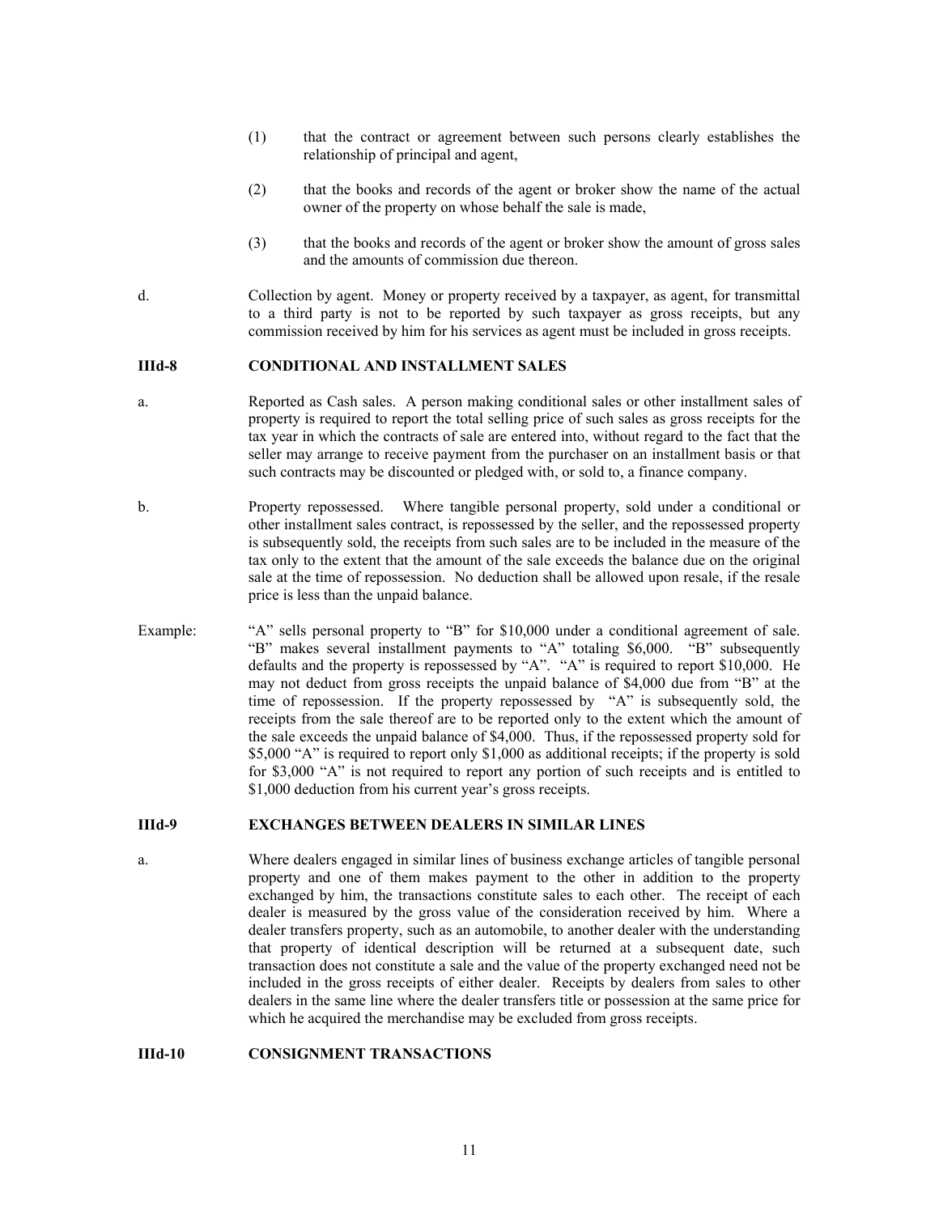(1) that the contract or agreement between such persons clearly establishes the relationship of principal and agent,

(2) that the books and records of the agent or broker show the name of the actual owner of the property on whose behalf the sale is made,

(3) that the books and records of the agent or broker show the amount of gross sales and the amounts of commission due thereon.

d. Collection by agent. Money or property received by a taxpayer, as agent, for transmittal to a third party is not to be reported by such taxpayer as gross receipts, but any commission received by him for his services as agent must be included in gross receipts.

**IIId-8 CONDITIONAL AND INSTALLMENT SALES**

a. Reported as Cash sales. A person making conditional sales or other installment sales of property is required to report the total selling price of such sales as gross receipts for the tax year in which the contracts of sale are entered into, without regard to the fact that the seller may arrange to receive payment from the purchaser on an installment basis or that such contracts may be discounted or pledged with, or sold to, a finance company.

b. Property repossessed. Where tangible personal property, sold under a conditional or other installment sales contract, is repossessed by the seller, and the repossessed property is subsequently sold, the receipts from such sales are to be included in the measure of the tax only to the extent that the amount of the sale exceeds the balance due on the original sale at the time of repossession. No deduction shall be allowed upon resale, if the resale price is less than the unpaid balance.

Example: "A" sells personal property to "B" for $10,000 under a conditional agreement of sale. "B" makes several installment payments to "A" totaling $6,000. "B" subsequently defaults and the property is repossessed by "A". "A" is required to report $10,000. He may not deduct from gross receipts the unpaid balance of $4,000 due from "B" at the time of repossession. If the property repossessed by "A" is subsequently sold, the receipts from the sale thereof are to be reported only to the extent which the amount of the sale exceeds the unpaid balance of $4,000. Thus, if the repossessed property sold for $5,000 "A" is required to report only $1,000 as additional receipts; if the property is sold for $3,000 "A" is not required to report any portion of such receipts and is entitled to $1,000 deduction from his current year's gross receipts.

**IIId-9 EXCHANGES BETWEEN DEALERS IN SIMILAR LINES**

a. Where dealers engaged in similar lines of business exchange articles of tangible personal property and one of them makes payment to the other in addition to the property exchanged by him, the transactions constitute sales to each other. The receipt of each dealer is measured by the gross value of the consideration received by him. Where a dealer transfers property, such as an automobile, to another dealer with the understanding that property of identical description will be returned at a subsequent date, such transaction does not constitute a sale and the value of the property exchanged need not be included in the gross receipts of either dealer. Receipts by dealers from sales to other dealers in the same line where the dealer transfers title or possession at the same price for which he acquired the merchandise may be excluded from gross receipts.

**IIId-10 CONSIGNMENT TRANSACTIONS**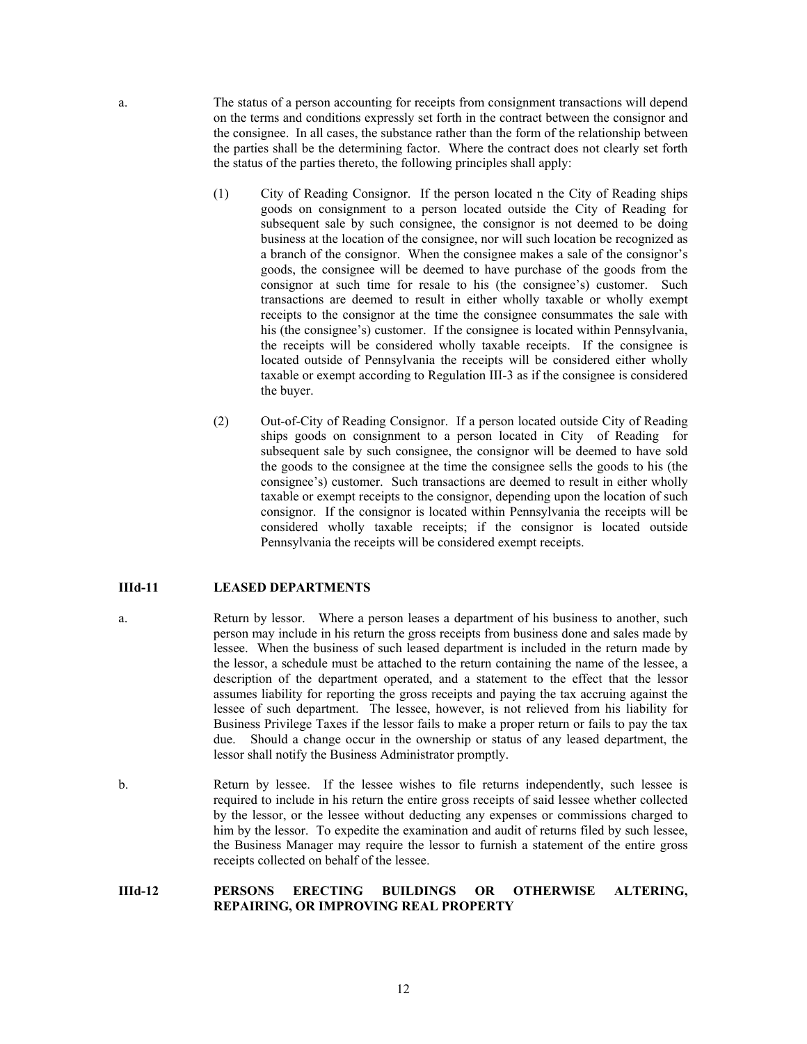a. The status of a person accounting for receipts from consignment transactions will depend on the terms and conditions expressly set forth in the contract between the consignor and the consignee. In all cases, the substance rather than the form of the relationship between the parties shall be the determining factor. Where the contract does not clearly set forth the status of the parties thereto, the following principles shall apply:

(1) City of Reading Consignor. If the person located n the City of Reading ships goods on consignment to a person located outside the City of Reading for subsequent sale by such consignee, the consignor is not deemed to be doing business at the location of the consignee, nor will such location be recognized as a branch of the consignor. When the consignee makes a sale of the consignor's goods, the consignee will be deemed to have purchase of the goods from the consignor at such time for resale to his (the consignee's) customer. Such transactions are deemed to result in either wholly taxable or wholly exempt receipts to the consignor at the time the consignee consummates the sale with his (the consignee's) customer. If the consignee is located within Pennsylvania, the receipts will be considered wholly taxable receipts. If the consignee is located outside of Pennsylvania the receipts will be considered either wholly taxable or exempt according to Regulation III-3 as if the consignee is considered the buyer.

(2) Out-of-City of Reading Consignor. If a person located outside City of Reading ships goods on consignment to a person located in City of Reading for subsequent sale by such consignee, the consignor will be deemed to have sold the goods to the consignee at the time the consignee sells the goods to his (the consignee's) customer. Such transactions are deemed to result in either wholly taxable or exempt receipts to the consignor, depending upon the location of such consignor. If the consignor is located within Pennsylvania the receipts will be considered wholly taxable receipts; if the consignor is located outside Pennsylvania the receipts will be considered exempt receipts.

**IIId-11 LEASED DEPARTMENTS**

a. Return by lessor. Where a person leases a department of his business to another, such person may include in his return the gross receipts from business done and sales made by lessee. When the business of such leased department is included in the return made by the lessor, a schedule must be attached to the return containing the name of the lessee, a description of the department operated, and a statement to the effect that the lessor assumes liability for reporting the gross receipts and paying the tax accruing against the lessee of such department. The lessee, however, is not relieved from his liability for Business Privilege Taxes if the lessor fails to make a proper return or fails to pay the tax due. Should a change occur in the ownership or status of any leased department, the lessor shall notify the Business Administrator promptly.

b. Return by lessee. If the lessee wishes to file returns independently, such lessee is required to include in his return the entire gross receipts of said lessee whether collected by the lessor, or the lessee without deducting any expenses or commissions charged to him by the lessor. To expedite the examination and audit of returns filed by such lessee, the Business Manager may require the lessor to furnish a statement of the entire gross receipts collected on behalf of the lessee.

**IIId-12 PERSONS ERECTING BUILDINGS OR OTHERWISE ALTERING, REPAIRING, OR IMPROVING REAL PROPERTY**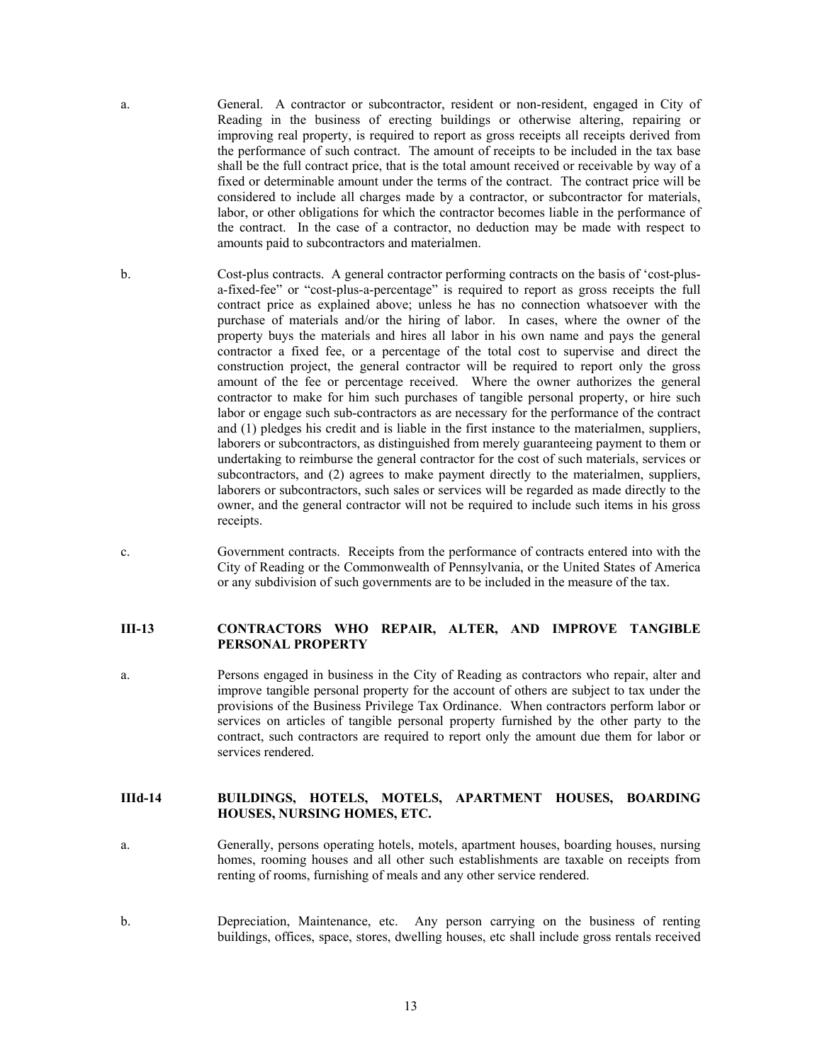a. General. A contractor or subcontractor, resident or non-resident, engaged in City of Reading in the business of erecting buildings or otherwise altering, repairing or improving real property, is required to report as gross receipts all receipts derived from the performance of such contract. The amount of receipts to be included in the tax base shall be the full contract price, that is the total amount received or receivable by way of a fixed or determinable amount under the terms of the contract. The contract price will be considered to include all charges made by a contractor, or subcontractor for materials, labor, or other obligations for which the contractor becomes liable in the performance of the contract. In the case of a contractor, no deduction may be made with respect to amounts paid to subcontractors and materialmen.

b. Cost-plus contracts. A general contractor performing contracts on the basis of 'cost-plus-a-fixed-fee" or "cost-plus-a-percentage" is required to report as gross receipts the full contract price as explained above; unless he has no connection whatsoever with the purchase of materials and/or the hiring of labor. In cases, where the owner of the property buys the materials and hires all labor in his own name and pays the general contractor a fixed fee, or a percentage of the total cost to supervise and direct the construction project, the general contractor will be required to report only the gross amount of the fee or percentage received. Where the owner authorizes the general contractor to make for him such purchases of tangible personal property, or hire such labor or engage such sub-contractors as are necessary for the performance of the contract and (1) pledges his credit and is liable in the first instance to the materialmen, suppliers, laborers or subcontractors, as distinguished from merely guaranteeing payment to them or undertaking to reimburse the general contractor for the cost of such materials, services or subcontractors, and (2) agrees to make payment directly to the materialmen, suppliers, laborers or subcontractors, such sales or services will be regarded as made directly to the owner, and the general contractor will not be required to include such items in his gross receipts.

c. Government contracts. Receipts from the performance of contracts entered into with the City of Reading or the Commonwealth of Pennsylvania, or the United States of America or any subdivision of such governments are to be included in the measure of the tax.

**III-13 CONTRACTORS WHO REPAIR, ALTER, AND IMPROVE TANGIBLE PERSONAL PROPERTY**

a. Persons engaged in business in the City of Reading as contractors who repair, alter and improve tangible personal property for the account of others are subject to tax under the provisions of the Business Privilege Tax Ordinance. When contractors perform labor or services on articles of tangible personal property furnished by the other party to the contract, such contractors are required to report only the amount due them for labor or services rendered.

**IIId-14 BUILDINGS, HOTELS, MOTELS, APARTMENT HOUSES, BOARDING HOUSES, NURSING HOMES, ETC.**

a. Generally, persons operating hotels, motels, apartment houses, boarding houses, nursing homes, rooming houses and all other such establishments are taxable on receipts from renting of rooms, furnishing of meals and any other service rendered.

b. Depreciation, Maintenance, etc. Any person carrying on the business of renting buildings, offices, space, stores, dwelling houses, etc shall include gross rentals received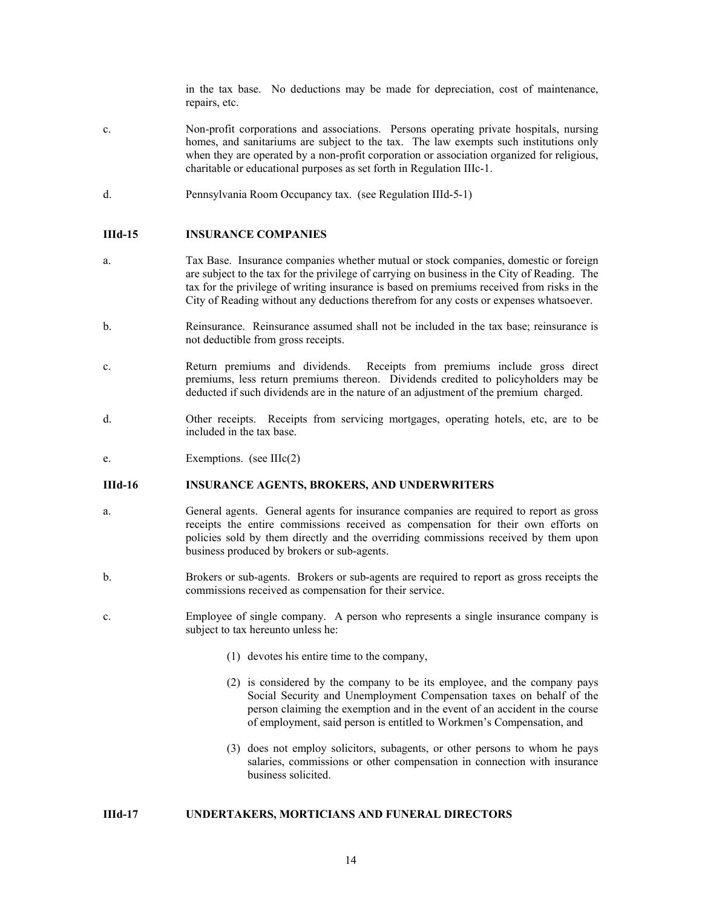in the tax base. No deductions may be made for depreciation, cost of maintenance, repairs, etc.

c. Non-profit corporations and associations. Persons operating private hospitals, nursing homes, and sanitariums are subject to the tax. The law exempts such institutions only when they are operated by a non-profit corporation or association organized for religious, charitable or educational purposes as set forth in Regulation IIIc-1.

d. Pennsylvania Room Occupancy tax. (see Regulation IIId-5-1)

### IIId-15 INSURANCE COMPANIES

a. Tax Base. Insurance companies whether mutual or stock companies, domestic or foreign are subject to the tax for the privilege of carrying on business in the City of Reading. The tax for the privilege of writing insurance is based on premiums received from risks in the City of Reading without any deductions therefrom for any costs or expenses whatsoever.

b. Reinsurance. Reinsurance assumed shall not be included in the tax base; reinsurance is not deductible from gross receipts.

c. Return premiums and dividends. Receipts from premiums include gross direct premiums, less return premiums thereon. Dividends credited to policyholders may be deducted if such dividends are in the nature of an adjustment of the premium charged.

d. Other receipts. Receipts from servicing mortgages, operating hotels, etc, are to be included in the tax base.

e. Exemptions. (see IIIc(2)

### IIId-16 INSURANCE AGENTS, BROKERS, AND UNDERWRITERS

a. General agents. General agents for insurance companies are required to report as gross receipts the entire commissions received as compensation for their own efforts on policies sold by them directly and the overriding commissions received by them upon business produced by brokers or sub-agents.

b. Brokers or sub-agents. Brokers or sub-agents are required to report as gross receipts the commissions received as compensation for their service.

c. Employee of single company. A person who represents a single insurance company is subject to tax hereunto unless he:

   (1) devotes his entire time to the company,

   (2) is considered by the company to be its employee, and the company pays Social Security and Unemployment Compensation taxes on behalf of the person claiming the exemption and in the event of an accident in the course of employment, said person is entitled to Workmen's Compensation, and

   (3) does not employ solicitors, subagents, or other persons to whom he pays salaries, commissions or other compensation in connection with insurance business solicited.

### IIId-17 UNDERTAKERS, MORTICIANS AND FUNERAL DIRECTORS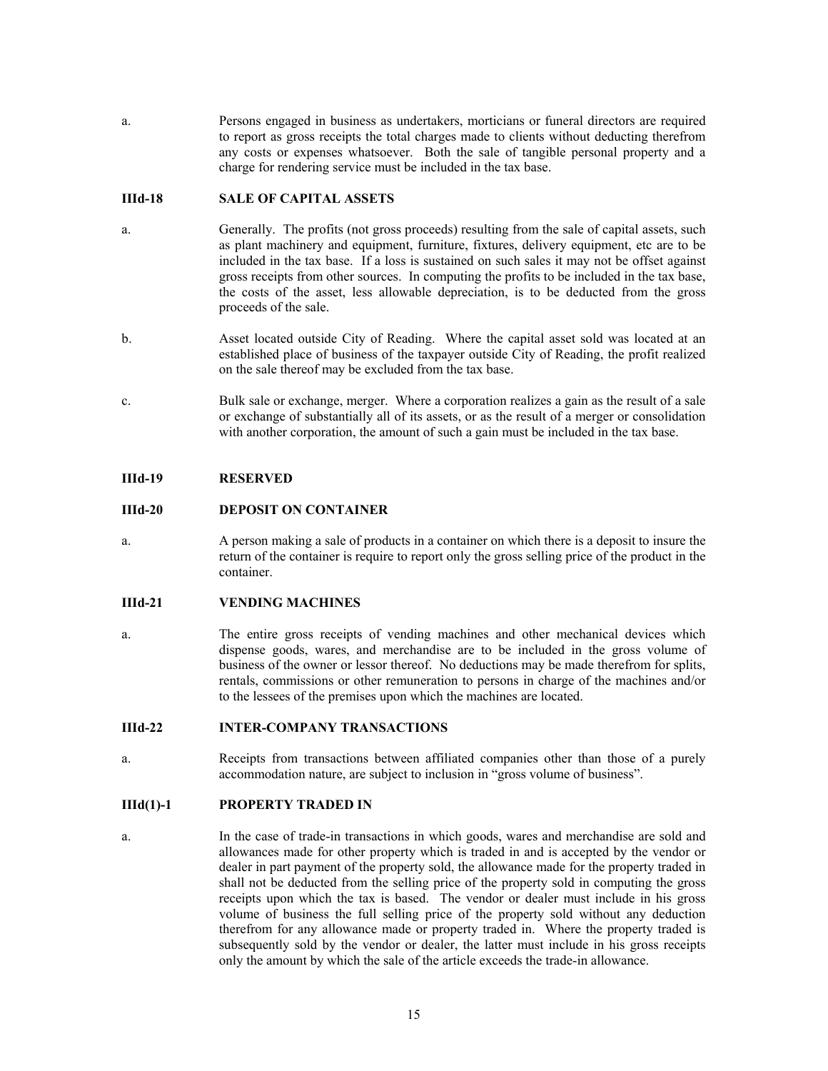a. Persons engaged in business as undertakers, morticians or funeral directors are required to report as gross receipts the total charges made to clients without deducting therefrom any costs or expenses whatsoever. Both the sale of tangible personal property and a charge for rendering service must be included in the tax base.

### IIId-18 SALE OF CAPITAL ASSETS

a. Generally. The profits (not gross proceeds) resulting from the sale of capital assets, such as plant machinery and equipment, furniture, fixtures, delivery equipment, etc are to be included in the tax base. If a loss is sustained on such sales it may not be offset against gross receipts from other sources. In computing the profits to be included in the tax base, the costs of the asset, less allowable depreciation, is to be deducted from the gross proceeds of the sale.

b. Asset located outside City of Reading. Where the capital asset sold was located at an established place of business of the taxpayer outside City of Reading, the profit realized on the sale thereof may be excluded from the tax base.

c. Bulk sale or exchange, merger. Where a corporation realizes a gain as the result of a sale or exchange of substantially all of its assets, or as the result of a merger or consolidation with another corporation, the amount of such a gain must be included in the tax base.

### IIId-19 RESERVED

### IIId-20 DEPOSIT ON CONTAINER

a. A person making a sale of products in a container on which there is a deposit to insure the return of the container is require to report only the gross selling price of the product in the container.

### IIId-21 VENDING MACHINES

a. The entire gross receipts of vending machines and other mechanical devices which dispense goods, wares, and merchandise are to be included in the gross volume of business of the owner or lessor thereof. No deductions may be made therefrom for splits, rentals, commissions or other remuneration to persons in charge of the machines and/or to the lessees of the premises upon which the machines are located.

### IIId-22 INTER-COMPANY TRANSACTIONS

a. Receipts from transactions between affiliated companies other than those of a purely accommodation nature, are subject to inclusion in "gross volume of business".

### IIId(1)-1 PROPERTY TRADED IN

a. In the case of trade-in transactions in which goods, wares and merchandise are sold and allowances made for other property which is traded in and is accepted by the vendor or dealer in part payment of the property sold, the allowance made for the property traded in shall not be deducted from the selling price of the property sold in computing the gross receipts upon which the tax is based. The vendor or dealer must include in his gross volume of business the full selling price of the property sold without any deduction therefrom for any allowance made or property traded in. Where the property traded is subsequently sold by the vendor or dealer, the latter must include in his gross receipts only the amount by which the sale of the article exceeds the trade-in allowance.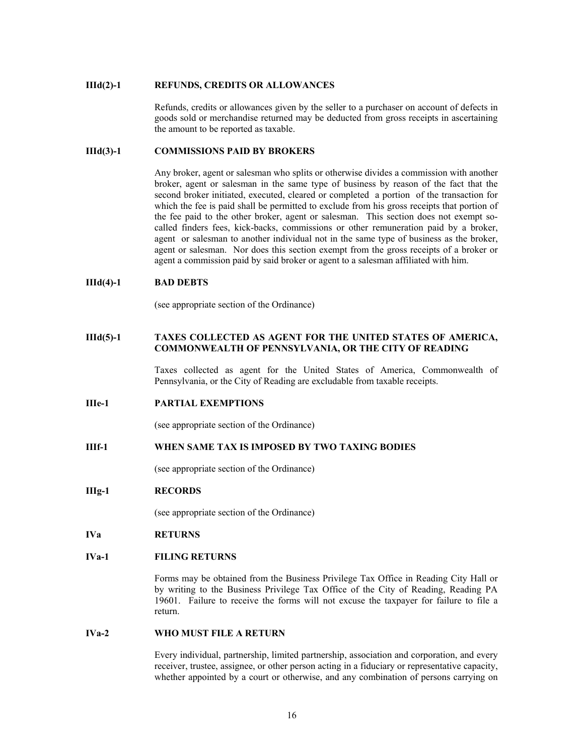**IIId(2)-1 REFUNDS, CREDITS OR ALLOWANCES**

Refunds, credits or allowances given by the seller to a purchaser on account of defects in goods sold or merchandise returned may be deducted from gross receipts in ascertaining the amount to be reported as taxable.

**IIId(3)-1 COMMISSIONS PAID BY BROKERS**

Any broker, agent or salesman who splits or otherwise divides a commission with another broker, agent or salesman in the same type of business by reason of the fact that the second broker initiated, executed, cleared or completed a portion of the transaction for which the fee is paid shall be permitted to exclude from his gross receipts that portion of the fee paid to the other broker, agent or salesman. This section does not exempt so-called finders fees, kick-backs, commissions or other remuneration paid by a broker, agent or salesman to another individual not in the same type of business as the broker, agent or salesman. Nor does this section exempt from the gross receipts of a broker or agent a commission paid by said broker or agent to a salesman affiliated with him.

**IIId(4)-1 BAD DEBTS**

(see appropriate section of the Ordinance)

**IIId(5)-1 TAXES COLLECTED AS AGENT FOR THE UNITED STATES OF AMERICA, COMMONWEALTH OF PENNSYLVANIA, OR THE CITY OF READING**

Taxes collected as agent for the United States of America, Commonwealth of Pennsylvania, or the City of Reading are excludable from taxable receipts.

**IIIe-1 PARTIAL EXEMPTIONS**

(see appropriate section of the Ordinance)

**IIIf-1 WHEN SAME TAX IS IMPOSED BY TWO TAXING BODIES**

(see appropriate section of the Ordinance)

**IIIg-1 RECORDS**

(see appropriate section of the Ordinance)

**IVa RETURNS**

**IVa-1 FILING RETURNS**

Forms may be obtained from the Business Privilege Tax Office in Reading City Hall or by writing to the Business Privilege Tax Office of the City of Reading, Reading PA 19601. Failure to receive the forms will not excuse the taxpayer for failure to file a return.

**IVa-2 WHO MUST FILE A RETURN**

Every individual, partnership, limited partnership, association and corporation, and every receiver, trustee, assignee, or other person acting in a fiduciary or representative capacity, whether appointed by a court or otherwise, and any combination of persons carrying on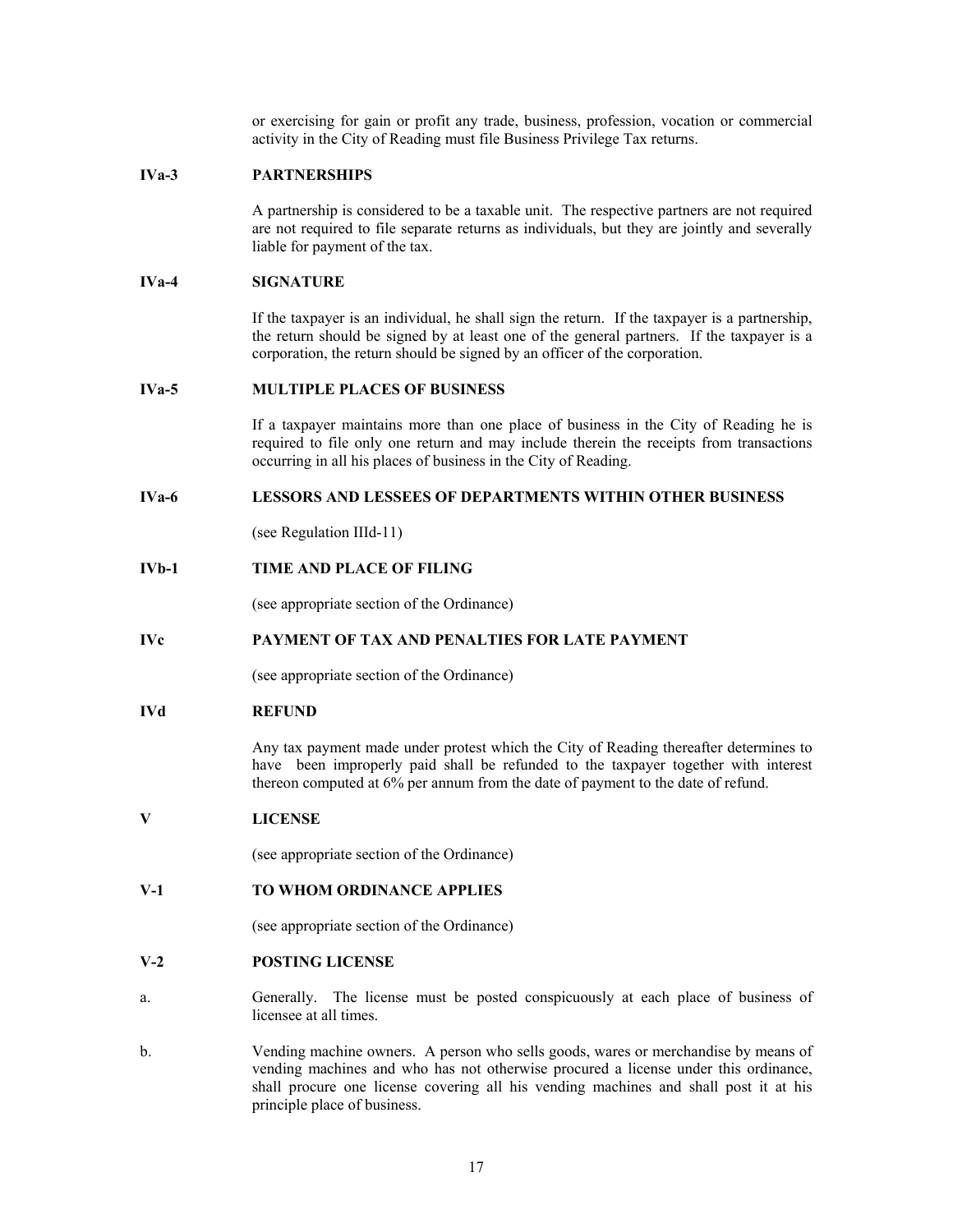or exercising for gain or profit any trade, business, profession, vocation or commercial activity in the City of Reading must file Business Privilege Tax returns.

**IVa-3 PARTNERSHIPS**

A partnership is considered to be a taxable unit. The respective partners are not required are not required to file separate returns as individuals, but they are jointly and severally liable for payment of the tax.

**IVa-4 SIGNATURE**

If the taxpayer is an individual, he shall sign the return. If the taxpayer is a partnership, the return should be signed by at least one of the general partners. If the taxpayer is a corporation, the return should be signed by an officer of the corporation.

**IVa-5 MULTIPLE PLACES OF BUSINESS**

If a taxpayer maintains more than one place of business in the City of Reading he is required to file only one return and may include therein the receipts from transactions occurring in all his places of business in the City of Reading.

**IVa-6 LESSORS AND LESSEES OF DEPARTMENTS WITHIN OTHER BUSINESS**

(see Regulation IIId-11)

**IVb-1 TIME AND PLACE OF FILING**

(see appropriate section of the Ordinance)

**IVc PAYMENT OF TAX AND PENALTIES FOR LATE PAYMENT**

(see appropriate section of the Ordinance)

**IVd REFUND**

Any tax payment made under protest which the City of Reading thereafter determines to have been improperly paid shall be refunded to the taxpayer together with interest thereon computed at 6% per annum from the date of payment to the date of refund.

**V LICENSE**

(see appropriate section of the Ordinance)

**V-1 TO WHOM ORDINANCE APPLIES**

(see appropriate section of the Ordinance)

**V-2 POSTING LICENSE**

a. Generally. The license must be posted conspicuously at each place of business of licensee at all times.

b. Vending machine owners. A person who sells goods, wares or merchandise by means of vending machines and who has not otherwise procured a license under this ordinance, shall procure one license covering all his vending machines and shall post it at his principle place of business.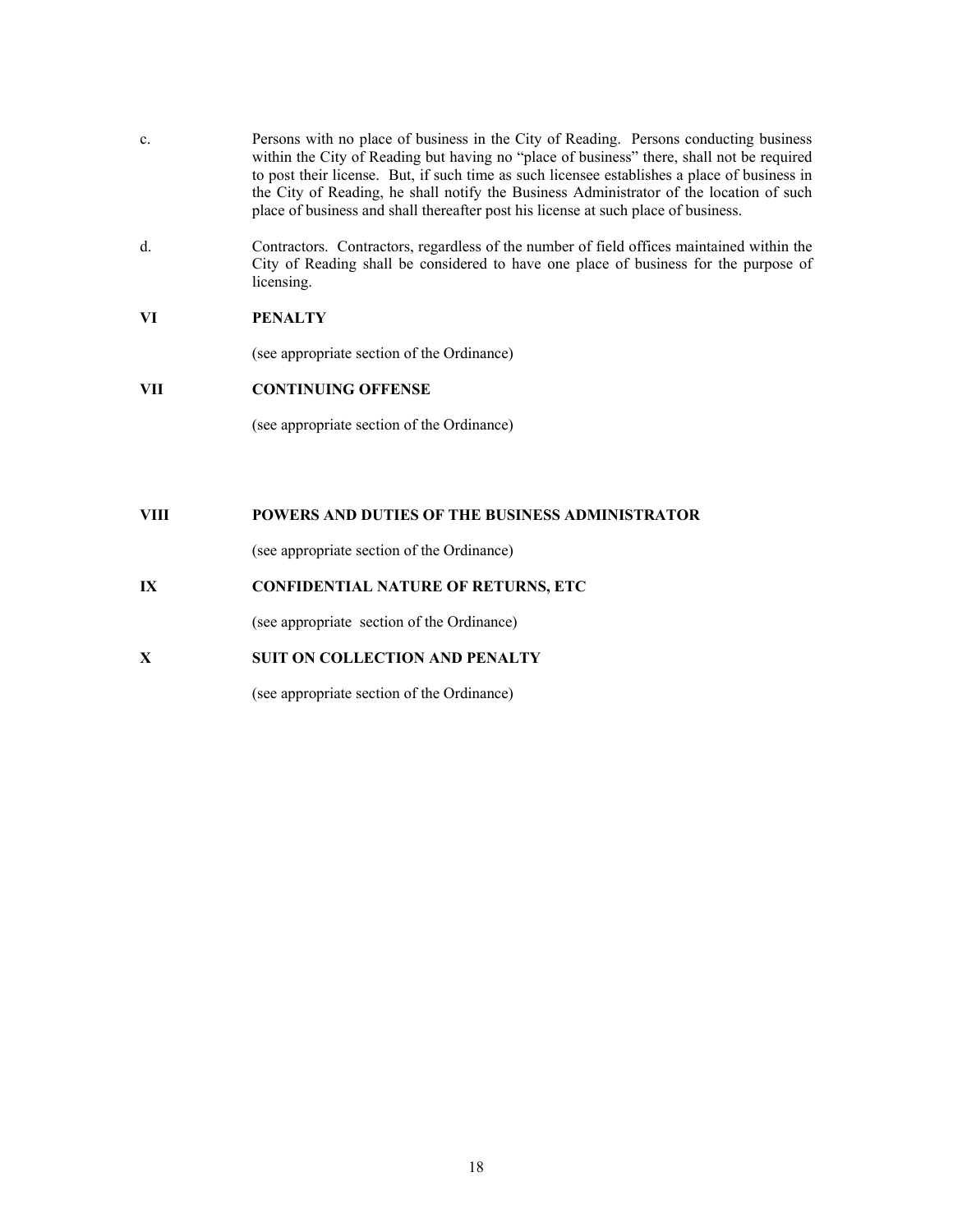c. Persons with no place of business in the City of Reading. Persons conducting business within the City of Reading but having no "place of business" there, shall not be required to post their license. But, if such time as such licensee establishes a place of business in the City of Reading, he shall notify the Business Administrator of the location of such place of business and shall thereafter post his license at such place of business.

d. Contractors. Contractors, regardless of the number of field offices maintained within the City of Reading shall be considered to have one place of business for the purpose of licensing.

**VI PENALTY**

(see appropriate section of the Ordinance)

**VII CONTINUING OFFENSE**

(see appropriate section of the Ordinance)

**VIII POWERS AND DUTIES OF THE BUSINESS ADMINISTRATOR**

(see appropriate section of the Ordinance)

**IX CONFIDENTIAL NATURE OF RETURNS, ETC**

(see appropriate section of the Ordinance)

**X SUIT ON COLLECTION AND PENALTY**

(see appropriate section of the Ordinance)